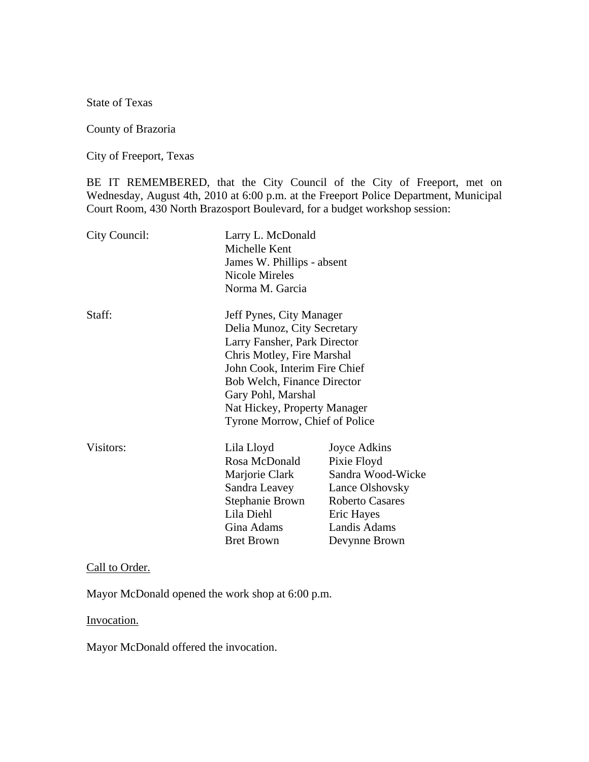State of Texas

County of Brazoria

City of Freeport, Texas

BE IT REMEMBERED, that the City Council of the City of Freeport, met on Wednesday, August 4th, 2010 at 6:00 p.m. at the Freeport Police Department, Municipal Court Room, 430 North Brazosport Boulevard, for a budget workshop session:

| | | |
|---|---|---|
| City Council: | Larry L. McDonald | |
| | Michelle Kent | |
| | James W. Phillips - absent | |
| | Nicole Mireles | |
| | Norma M. Garcia | |
| Staff: | Jeff Pynes, City Manager | |
| | Delia Munoz, City Secretary | |
| | Larry Fansher, Park Director | |
| | Chris Motley, Fire Marshal | |
| | John Cook, Interim Fire Chief | |
| | Bob Welch, Finance Director | |
| | Gary Pohl, Marshal | |
| | Nat Hickey, Property Manager | |
| | Tyrone Morrow, Chief of Police | |
| Visitors: | Lila Lloyd | Joyce Adkins |
| | Rosa McDonald | Pixie Floyd |
| | Marjorie Clark | Sandra Wood-Wicke |
| | Sandra Leavey | Lance Olshovsky |
| | Stephanie Brown | Roberto Casares |
| | Lila Diehl | Eric Hayes |
| | Gina Adams | Landis Adams |
| | Bret Brown | Devynne Brown |

<u>Call to Order.</u>

Mayor McDonald opened the work shop at 6:00 p.m.

<u>Invocation.</u>

Mayor McDonald offered the invocation.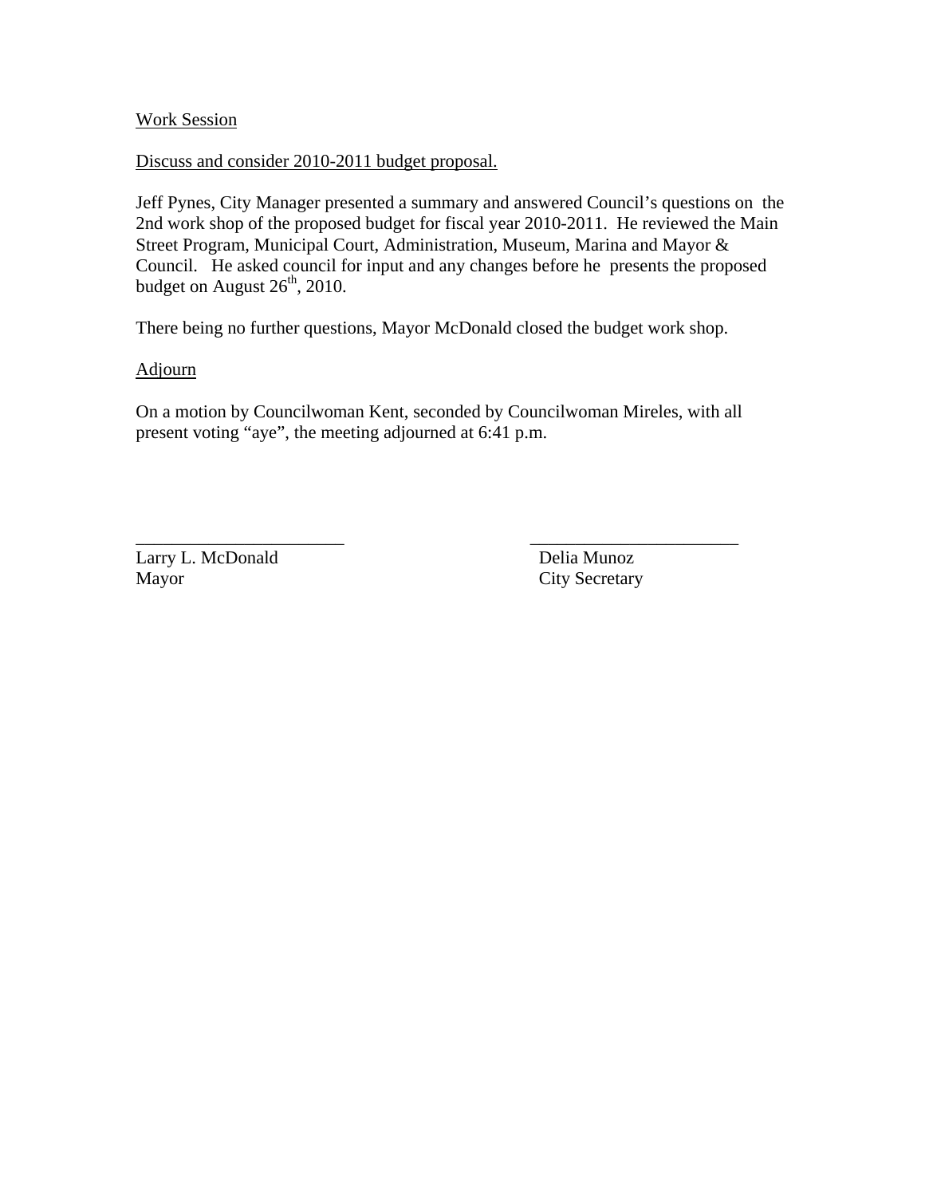Work Session

Discuss and consider 2010-2011 budget proposal.

Jeff Pynes, City Manager presented a summary and answered Council's questions on the 2nd work shop of the proposed budget for fiscal year 2010-2011. He reviewed the Main Street Program, Municipal Court, Administration, Museum, Marina and Mayor & Council. He asked council for input and any changes before he presents the proposed budget on August 26th, 2010.

There being no further questions, Mayor McDonald closed the budget work shop.

Adjourn

On a motion by Councilwoman Kent, seconded by Councilwoman Mireles, with all present voting "aye", the meeting adjourned at 6:41 p.m.

_______________________
Larry L. McDonald
Mayor

_______________________
Delia Munoz
City Secretary